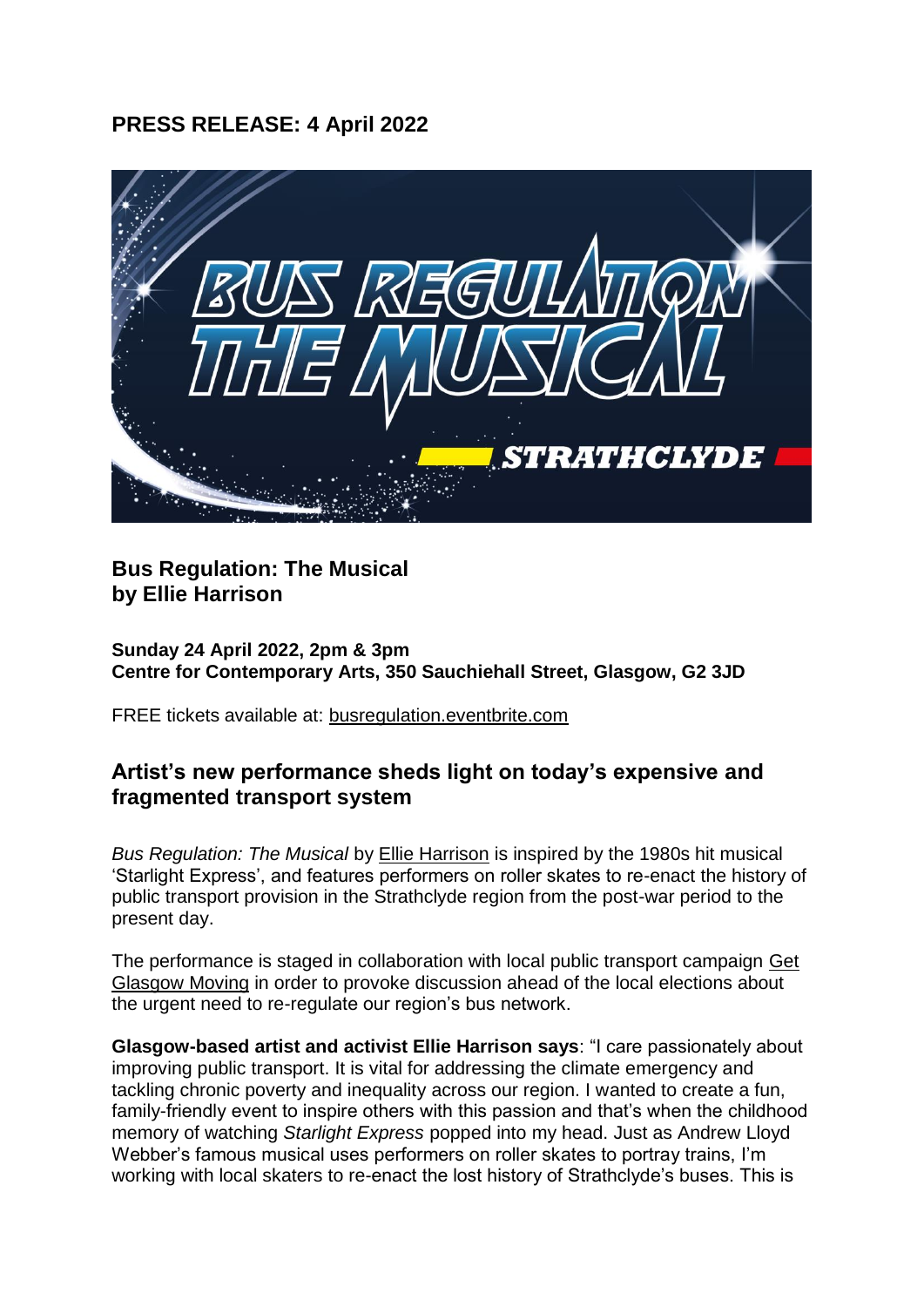## PRESS RELEASE: 4 April 2022

### Bus Regulation: The Musical
### by Ellie Harrison

**Sunday 24 April 2022, 2pm & 3pm**
**Centre for Contemporary Arts, 350 Sauchiehall Street, Glasgow, G2 3JD**

FREE tickets available at: busregulation.eventbrite.com

## Artist's new performance sheds light on today's expensive and fragmented transport system

*Bus Regulation: The Musical* by Ellie Harrison is inspired by the 1980s hit musical 'Starlight Express', and features performers on roller skates to re-enact the history of public transport provision in the Strathclyde region from the post-war period to the present day.

The performance is staged in collaboration with local public transport campaign Get Glasgow Moving in order to provoke discussion ahead of the local elections about the urgent need to re-regulate our region's bus network.

**Glasgow-based artist and activist Ellie Harrison says**: "I care passionately about improving public transport. It is vital for addressing the climate emergency and tackling chronic poverty and inequality across our region. I wanted to create a fun, family-friendly event to inspire others with this passion and that's when the childhood memory of watching *Starlight Express* popped into my head. Just as Andrew Lloyd Webber's famous musical uses performers on roller skates to portray trains, I'm working with local skaters to re-enact the lost history of Strathclyde's buses. This is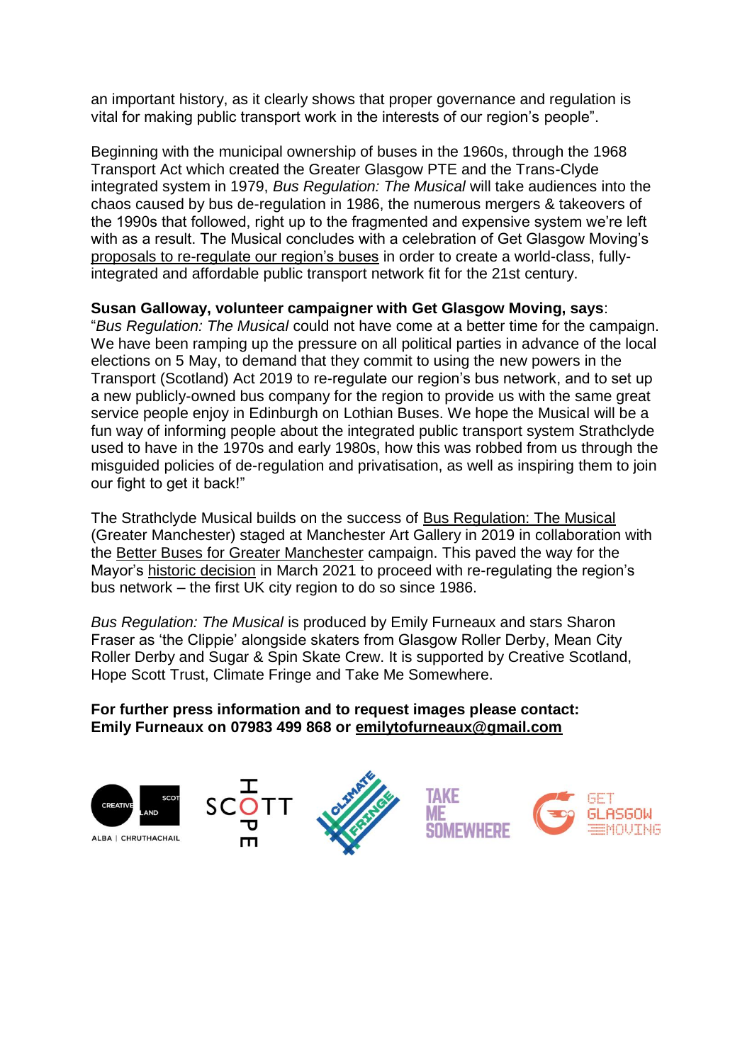an important history, as it clearly shows that proper governance and regulation is vital for making public transport work in the interests of our region's people".

Beginning with the municipal ownership of buses in the 1960s, through the 1968 Transport Act which created the Greater Glasgow PTE and the Trans-Clyde integrated system in 1979, *Bus Regulation: The Musical* will take audiences into the chaos caused by bus de-regulation in 1986, the numerous mergers & takeovers of the 1990s that followed, right up to the fragmented and expensive system we're left with as a result. The Musical concludes with a celebration of Get Glasgow Moving's proposals to re-regulate our region's buses in order to create a world-class, fully-integrated and affordable public transport network fit for the 21st century.

**Susan Galloway, volunteer campaigner with Get Glasgow Moving, says**:
"*Bus Regulation: The Musical* could not have come at a better time for the campaign. We have been ramping up the pressure on all political parties in advance of the local elections on 5 May, to demand that they commit to using the new powers in the Transport (Scotland) Act 2019 to re-regulate our region's bus network, and to set up a new publicly-owned bus company for the region to provide us with the same great service people enjoy in Edinburgh on Lothian Buses. We hope the Musical will be a fun way of informing people about the integrated public transport system Strathclyde used to have in the 1970s and early 1980s, how this was robbed from us through the misguided policies of de-regulation and privatisation, as well as inspiring them to join our fight to get it back!"

The Strathclyde Musical builds on the success of Bus Regulation: The Musical (Greater Manchester) staged at Manchester Art Gallery in 2019 in collaboration with the Better Buses for Greater Manchester campaign. This paved the way for the Mayor's historic decision in March 2021 to proceed with re-regulating the region's bus network – the first UK city region to do so since 1986.

*Bus Regulation: The Musical* is produced by Emily Furneaux and stars Sharon Fraser as 'the Clippie' alongside skaters from Glasgow Roller Derby, Mean City Roller Derby and Sugar & Spin Skate Crew. It is supported by Creative Scotland, Hope Scott Trust, Climate Fringe and Take Me Somewhere.

**For further press information and to request images please contact:**
**Emily Furneaux on 07983 499 868 or emilytofurneaux@gmail.com**

CREATIVE SCOTLAND
ALBA | CHRUTHACHAIL

SCOTT HOPE

CLIMATE FRINGE

TAKE ME SOMEWHERE

GET GLASGOW MOVING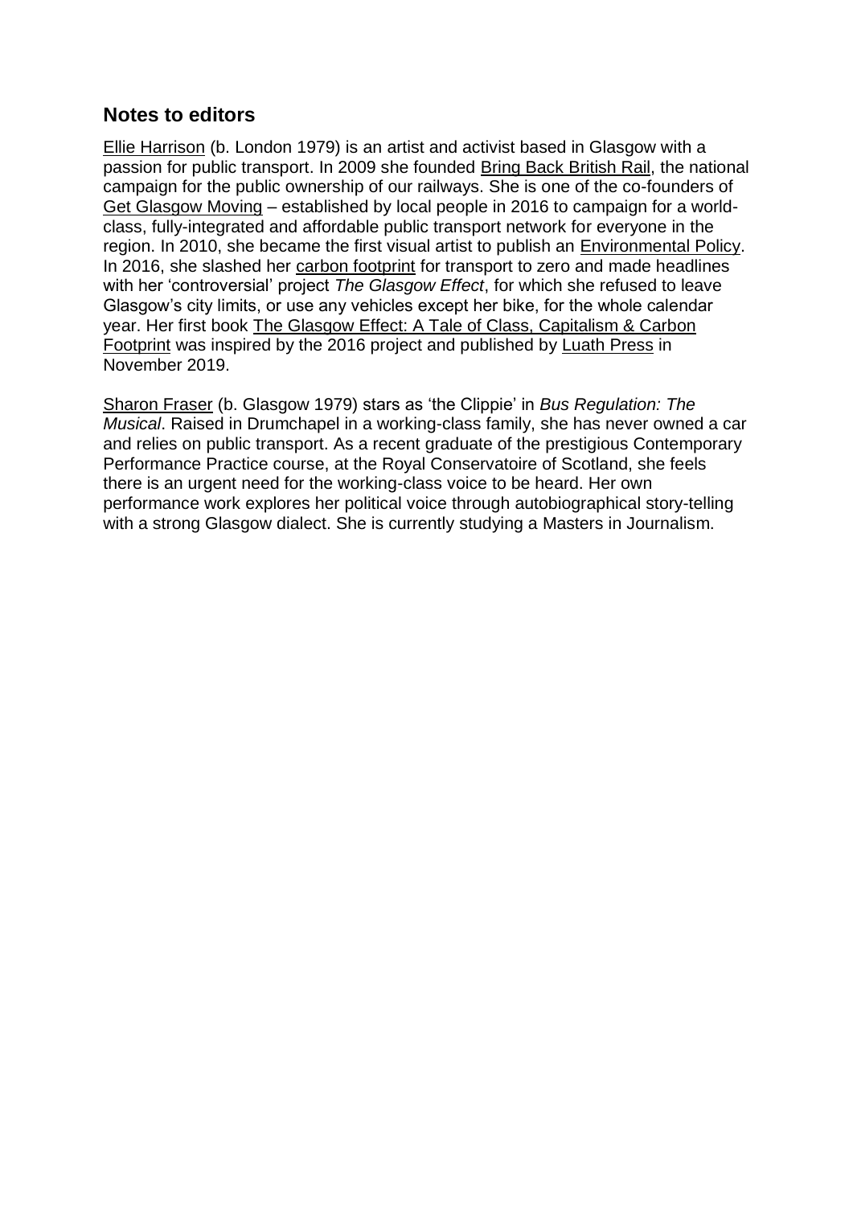## Notes to editors

Ellie Harrison (b. London 1979) is an artist and activist based in Glasgow with a passion for public transport. In 2009 she founded Bring Back British Rail, the national campaign for the public ownership of our railways. She is one of the co-founders of Get Glasgow Moving – established by local people in 2016 to campaign for a world-class, fully-integrated and affordable public transport network for everyone in the region. In 2010, she became the first visual artist to publish an Environmental Policy. In 2016, she slashed her carbon footprint for transport to zero and made headlines with her 'controversial' project *The Glasgow Effect*, for which she refused to leave Glasgow's city limits, or use any vehicles except her bike, for the whole calendar year. Her first book The Glasgow Effect: A Tale of Class, Capitalism & Carbon Footprint was inspired by the 2016 project and published by Luath Press in November 2019.

Sharon Fraser (b. Glasgow 1979) stars as 'the Clippie' in *Bus Regulation: The Musical*. Raised in Drumchapel in a working-class family, she has never owned a car and relies on public transport. As a recent graduate of the prestigious Contemporary Performance Practice course, at the Royal Conservatoire of Scotland, she feels there is an urgent need for the working-class voice to be heard. Her own performance work explores her political voice through autobiographical story-telling with a strong Glasgow dialect. She is currently studying a Masters in Journalism.